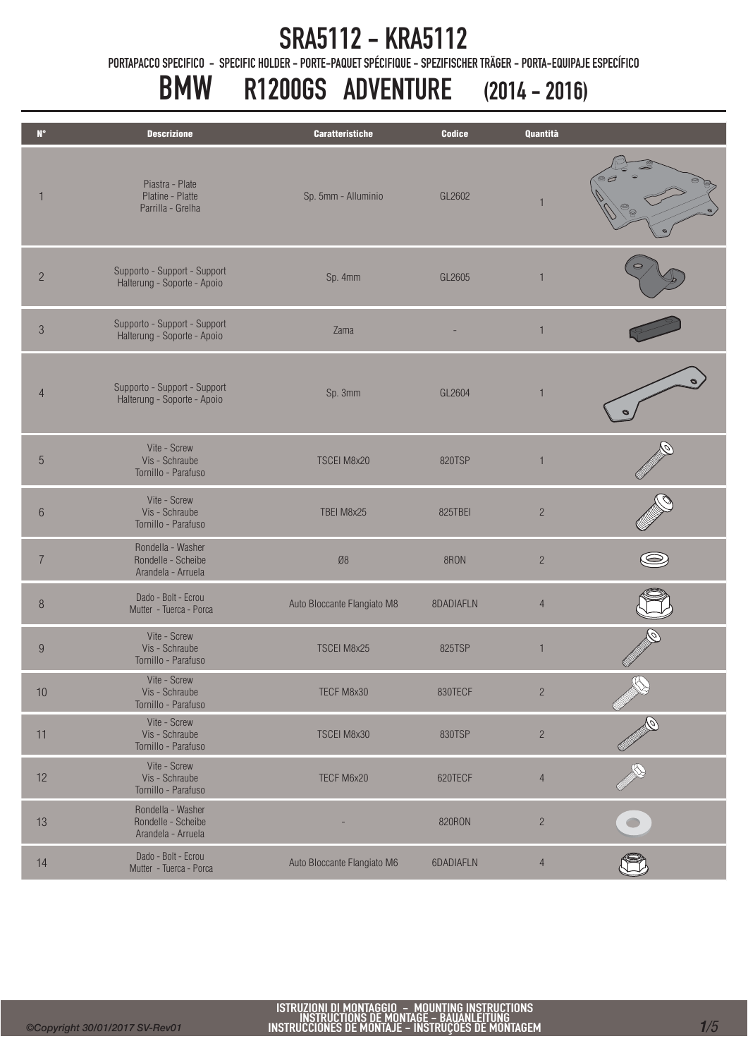# SRA5112 - KRA5112

PORTAPACCO SPECIFICO - SPECIFIC HOLDER - PORTE-PAQUET SPÉCIFIQUE - SPEZIFISCHER TRÄGER - PORTA-EQUIPAJE ESPECÍFICO

## BMW R1200GS ADVENTURE (2014 - 2016)

| N° | Descrizione | Caratteristiche | Codice | Quantità |
|---|---|---|---|---|
| 1 | Piastra - Plate Platine - Platte Parrilla - Grelha | Sp. 5mm - Alluminio | GL2602 | 1 |
| 2 | Supporto - Support - Support Halterung - Soporte - Apoio | Sp. 4mm | GL2605 | 1 |
| 3 | Supporto - Support - Support Halterung - Soporte - Apoio | Zama | - | 1 |
| 4 | Supporto - Support - Support Halterung - Soporte - Apoio | Sp. 3mm | GL2604 | 1 |
| 5 | Vite - Screw Vis - Schraube Tornillo - Parafuso | TSCEI M8x20 | 820TSP | 1 |
| 6 | Vite - Screw Vis - Schraube Tornillo - Parafuso | TBEI M8x25 | 825TBEI | 2 |
| 7 | Rondella - Washer Rondelle - Scheibe Arandela - Arruela | Ø8 | 8RON | 2 |
| 8 | Dado - Bolt - Ecrou Mutter - Tuerca - Porca | Auto Bloccante Flangiato M8 | 8DADIAFLN | 4 |
| 9 | Vite - Screw Vis - Schraube Tornillo - Parafuso | TSCEI M8x25 | 825TSP | 1 |
| 10 | Vite - Screw Vis - Schraube Tornillo - Parafuso | TECF M8x30 | 830TECF | 2 |
| 11 | Vite - Screw Vis - Schraube Tornillo - Parafuso | TSCEI M8x30 | 830TSP | 2 |
| 12 | Vite - Screw Vis - Schraube Tornillo - Parafuso | TECF M6x20 | 620TECF | 4 |
| 13 | Rondella - Washer Rondelle - Scheibe Arandela - Arruela | - | 820RON | 2 |
| 14 | Dado - Bolt - Ecrou Mutter - Tuerca - Porca | Auto Bloccante Flangiato M6 | 6DADIAFLN | 4 |

ISTRUZIONI DI MONTAGGIO - MOUNTING INSTRUCTIONS
INSTRUCTIONS DE MONTAGE - BAUANLEITUNG
INSTRUCCIONES DE MONTAJE - INSTRUÇÕES DE MONTAGEM

©Copyright 30/01/2017 SV-Rev01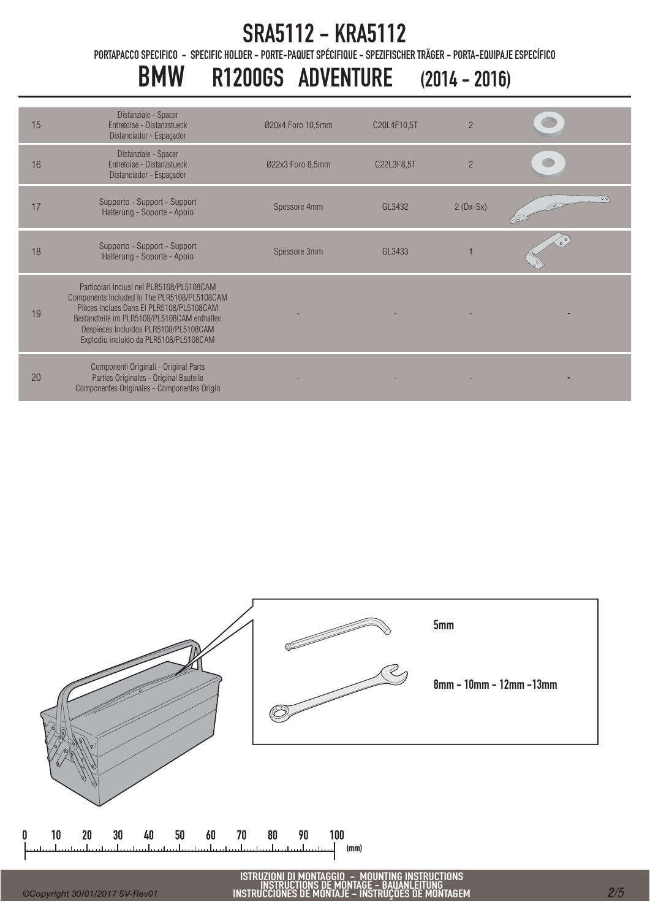# SRA5112 - KRA5112

PORTAPACCO SPECIFICO - SPECIFIC HOLDER - PORTE-PAQUET SPÉCIFIQUE - SPEZIFISCHER TRÄGER - PORTA-EQUIPAJE ESPECÍFICO

## BMW R1200GS ADVENTURE (2014 - 2016)

| | | | | | |
|---|---|---|---|---|---|
| 15 | Distanziale - Spacer Entretoise - Distanzstueck Distanciador - Espaçador | Ø20x4 Foro 10,5mm | C20L4F10,5T | 2 | |
| 16 | Distanziale - Spacer Entretoise - Distanzstueck Distanciador - Espaçador | Ø22x3 Foro 8,5mm | C22L3F8,5T | 2 | |
| 17 | Supporto - Support - Support Halterung - Soporte - Apoio | Spessore 4mm | GL3432 | 2 (Dx-Sx) | |
| 18 | Supporto - Support - Support Halterung - Soporte - Apoio | Spessore 3mm | GL3433 | 1 | |
| 19 | Particolari Inclusi nel PLR5108/PL5108CAM Components Included In The PLR5108/PL5108CAM Pièces Inclues Dans El PLR5108/PL5108CAM Bestandteile im PLR5108/PL5108CAM enthalten Despieces Incluidos PLR5108/PL5108CAM Explodiu incluído da PLR5108/PL5108CAM | - | - | - | - |
| 20 | Componenti Originali - Original Parts Parties Originales - Original Bauteile Componentes Originales - Componentes Origin | - | - | - | - |

5mm

8mm - 10mm - 12mm -13mm

0 10 20 30 40 50 60 70 80 90 100 (mm)

ISTRUZIONI DI MONTAGGIO - MOUNTING INSTRUCTIONS
INSTRUCTIONS DE MONTAGE - BAUANLEITUNG
INSTRUCCIONES DE MONTAJE - INSTRUÇOES DE MONTAGEM

©Copyright 30/01/2017 SV-Rev01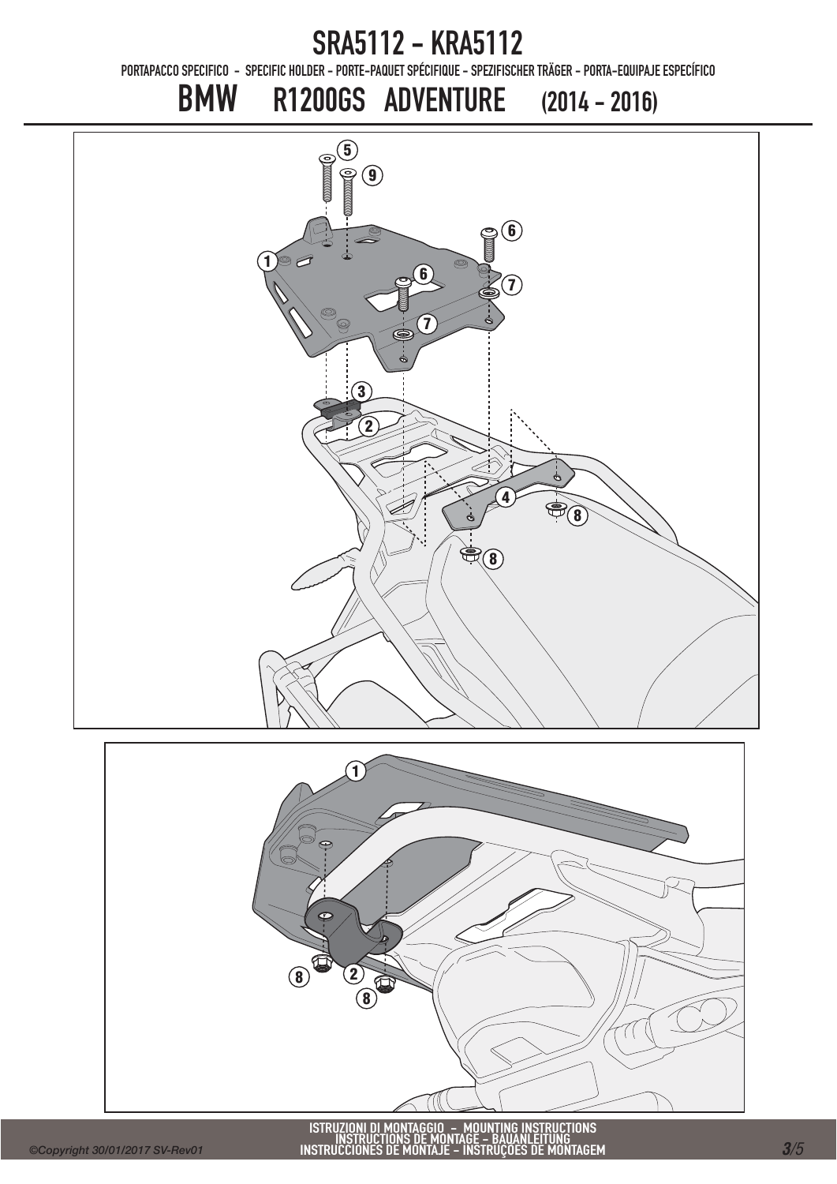# SRA5112 - KRA5112

PORTAPACCO SPECIFICO - SPECIFIC HOLDER - PORTE-PAQUET SPÉCIFIQUE - SPEZIFISCHER TRÄGER - PORTA-EQUIPAJE ESPECÍFICO

## BMW R1200GS ADVENTURE (2014 - 2016)

ISTRUZIONI DI MONTAGGIO - MOUNTING INSTRUCTIONS
INSTRUCTIONS DE MONTAGE - BAUANLEITUNG
INSTRUCCIONES DE MONTAJE - INSTRUÇÕES DE MONTAGEM

©Copyright 30/01/2017 SV-Rev01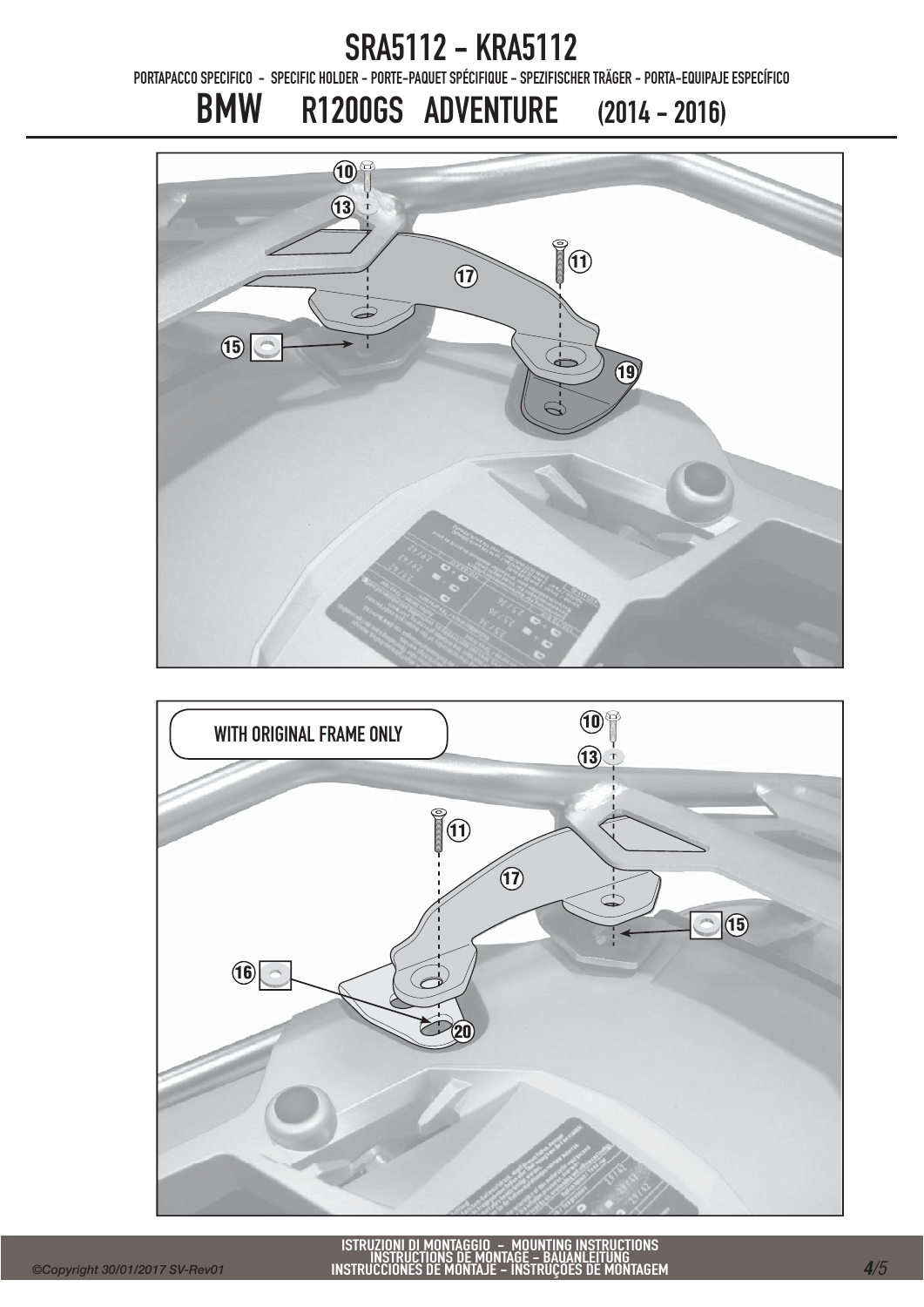# SRA5112 - KRA5112

PORTAPACCO SPECIFICO - SPECIFIC HOLDER - PORTE-PAQUET SPÉCIFIQUE - SPEZIFISCHER TRÄGER - PORTA-EQUIPAJE ESPECÍFICO

## BMW R1200GS ADVENTURE (2014 - 2016)

10
13
11
17
15
19

WITH ORIGINAL FRAME ONLY

10
13
11
17
15
16
20

ISTRUZIONI DI MONTAGGIO - MOUNTING INSTRUCTIONS
INSTRUCTIONS DE MONTAGE - BAUANLEITUNG
INSTRUCCIONES DE MONTAJE - INSTRUÇÕES DE MONTAGEM

*©Copyright 30/01/2017 SV-Rev01*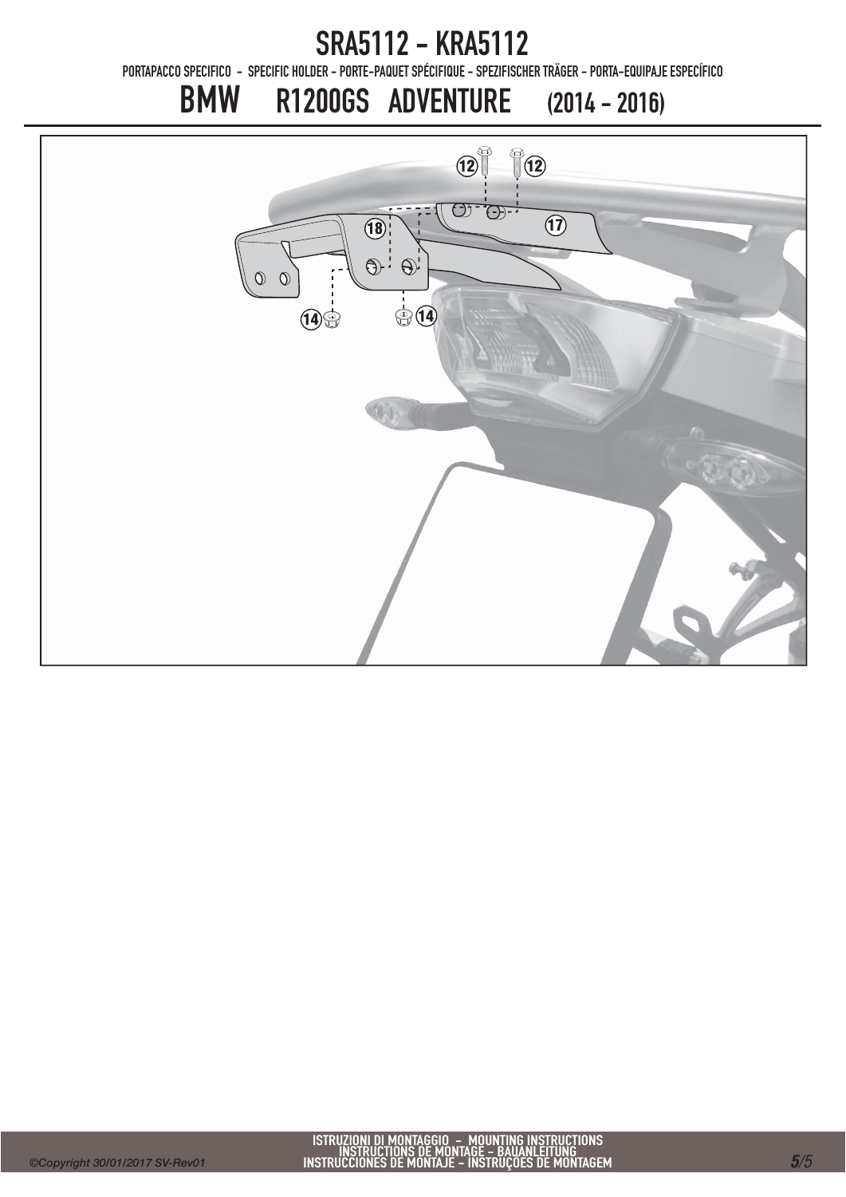# SRA5112 - KRA5112

PORTAPACCO SPECIFICO - SPECIFIC HOLDER - PORTE-PAQUET SPÉCIFIQUE - SPEZIFISCHER TRÄGER - PORTA-EQUIPAJE ESPECÍFICO

## BMW R1200GS ADVENTURE (2014 - 2016)

12
12
18
17
14
14

©Copyright 30/01/2017 SV-Rev01

ISTRUZIONI DI MONTAGGIO - MOUNTING INSTRUCTIONS
INSTRUCTIONS DE MONTAGE - BAUANLEITUNG
INSTRUCCIONES DE MONTAJE - INSTRUÇOES DE MONTAGEM